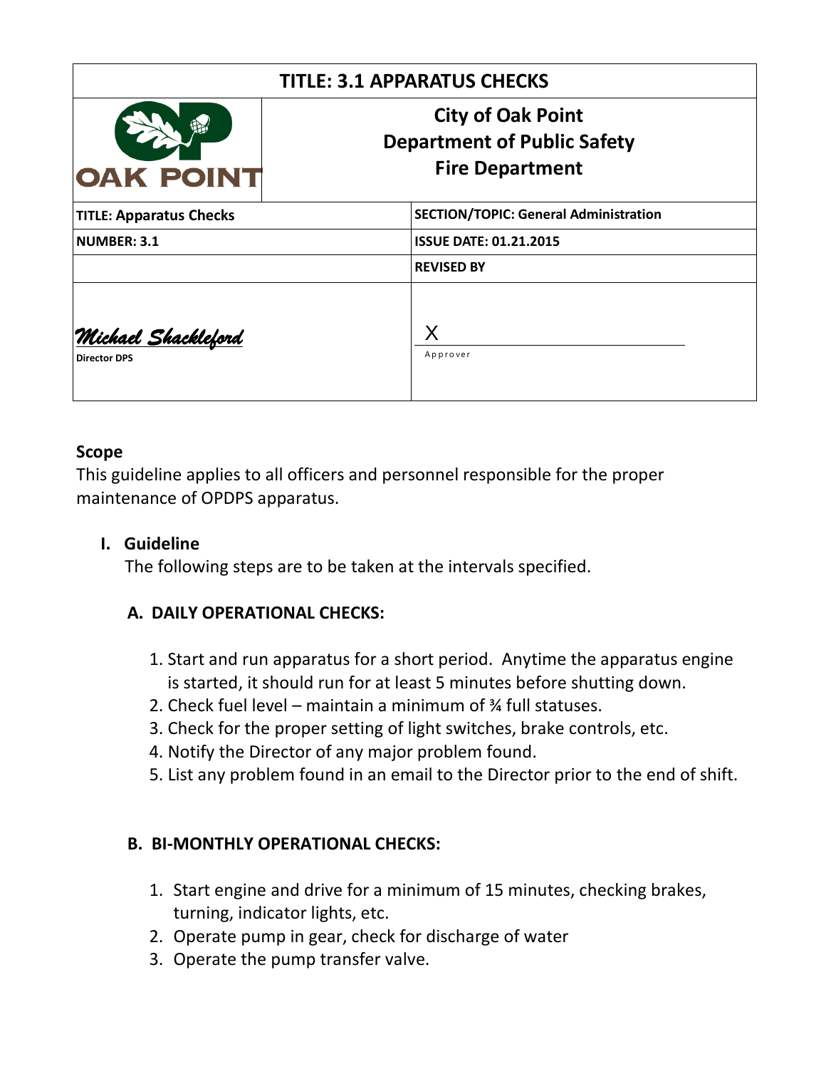| TITLE: 3.1 APPARATUS CHECKS | |
|---|---|
| OAK POINT | **City of Oak Point**<br>**Department of Public Safety**<br>**Fire Department** |
| **TITLE: Apparatus Checks** | **SECTION/TOPIC: General Administration** |
| **NUMBER: 3.1** | **ISSUE DATE: 01.21.2015** |
| | **REVISED BY** |
| *Michael Shackleford*<br>**Director DPS** | X<br>Approver |

**Scope**

This guideline applies to all officers and personnel responsible for the proper maintenance of OPDPS apparatus.

## I. Guideline

The following steps are to be taken at the intervals specified.

### A. DAILY OPERATIONAL CHECKS:

1. Start and run apparatus for a short period. Anytime the apparatus engine is started, it should run for at least 5 minutes before shutting down.
2. Check fuel level – maintain a minimum of ¾ full statuses.
3. Check for the proper setting of light switches, brake controls, etc.
4. Notify the Director of any major problem found.
5. List any problem found in an email to the Director prior to the end of shift.

### B. BI-MONTHLY OPERATIONAL CHECKS:

1. Start engine and drive for a minimum of 15 minutes, checking brakes, turning, indicator lights, etc.
2. Operate pump in gear, check for discharge of water
3. Operate the pump transfer valve.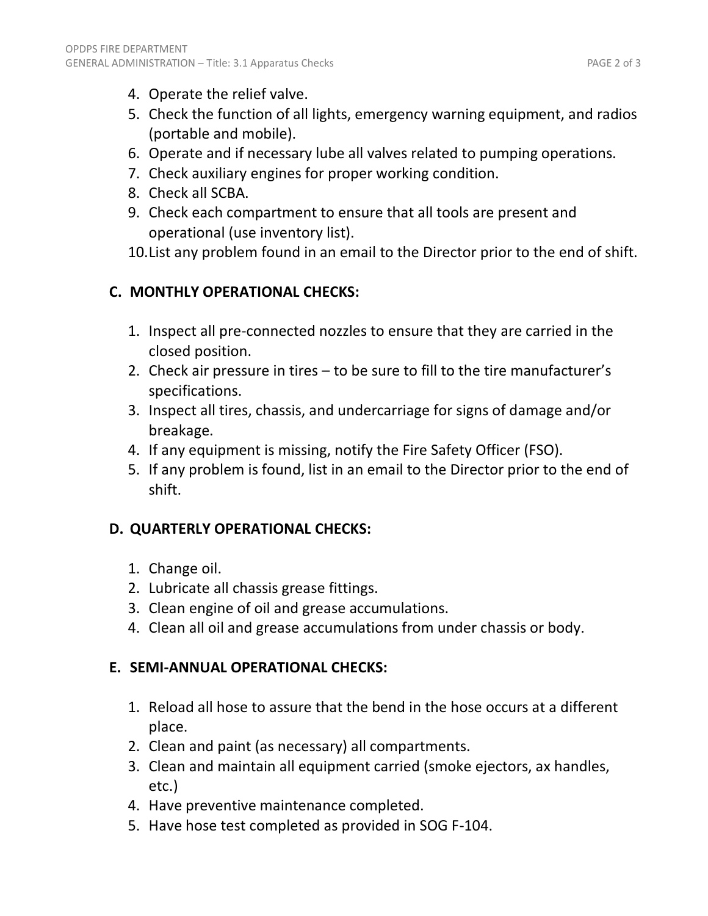4. Operate the relief valve.
5. Check the function of all lights, emergency warning equipment, and radios (portable and mobile).
6. Operate and if necessary lube all valves related to pumping operations.
7. Check auxiliary engines for proper working condition.
8. Check all SCBA.
9. Check each compartment to ensure that all tools are present and operational (use inventory list).
10. List any problem found in an email to the Director prior to the end of shift.

## C. MONTHLY OPERATIONAL CHECKS:

1. Inspect all pre-connected nozzles to ensure that they are carried in the closed position.
2. Check air pressure in tires – to be sure to fill to the tire manufacturer's specifications.
3. Inspect all tires, chassis, and undercarriage for signs of damage and/or breakage.
4. If any equipment is missing, notify the Fire Safety Officer (FSO).
5. If any problem is found, list in an email to the Director prior to the end of shift.

## D. QUARTERLY OPERATIONAL CHECKS:

1. Change oil.
2. Lubricate all chassis grease fittings.
3. Clean engine of oil and grease accumulations.
4. Clean all oil and grease accumulations from under chassis or body.

## E. SEMI-ANNUAL OPERATIONAL CHECKS:

1. Reload all hose to assure that the bend in the hose occurs at a different place.
2. Clean and paint (as necessary) all compartments.
3. Clean and maintain all equipment carried (smoke ejectors, ax handles, etc.)
4. Have preventive maintenance completed.
5. Have hose test completed as provided in SOG F-104.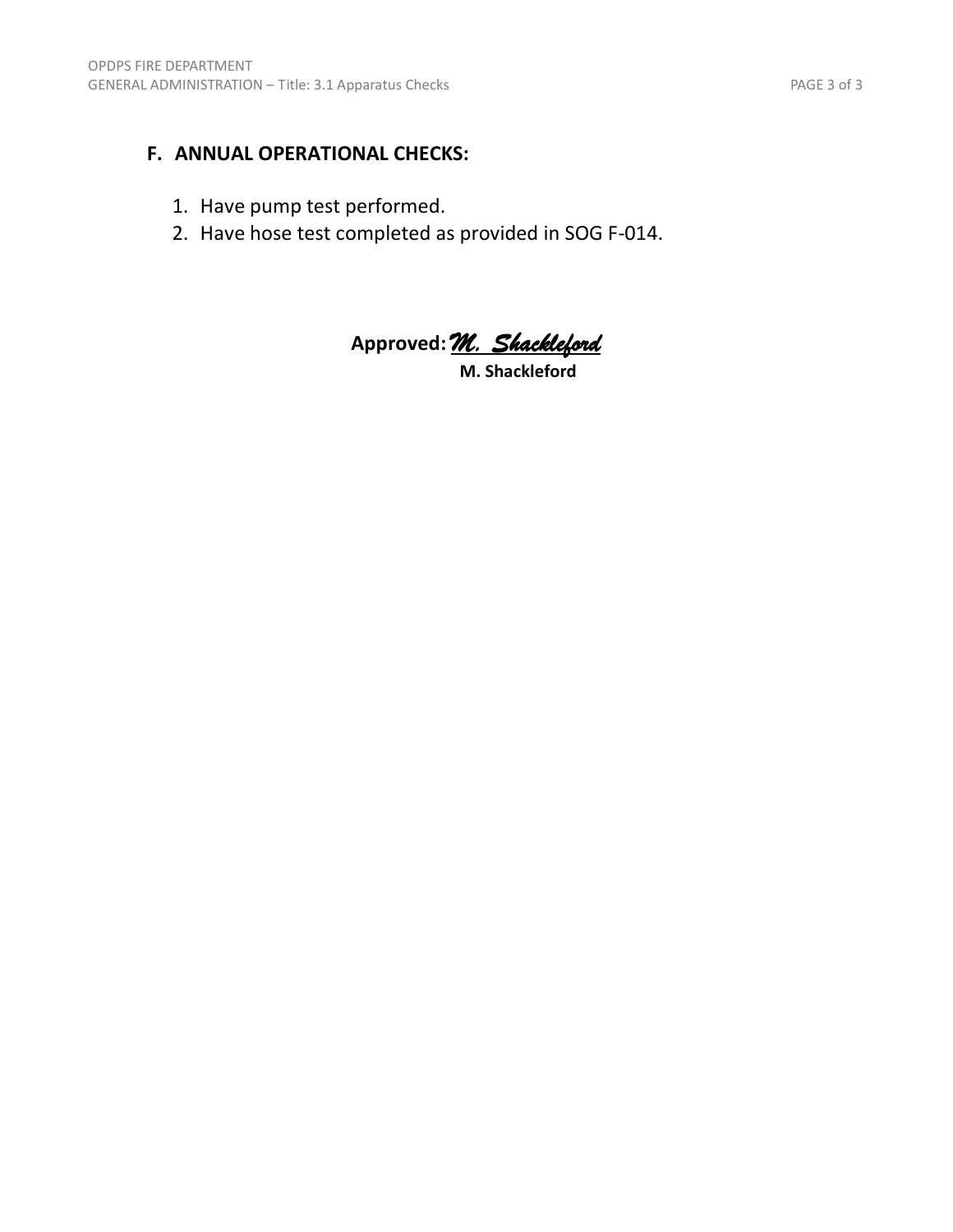## F. ANNUAL OPERATIONAL CHECKS:

1. Have pump test performed.
2. Have hose test completed as provided in SOG F-014.

**Approved:** *M. Shackleford*

**M. Shackleford**